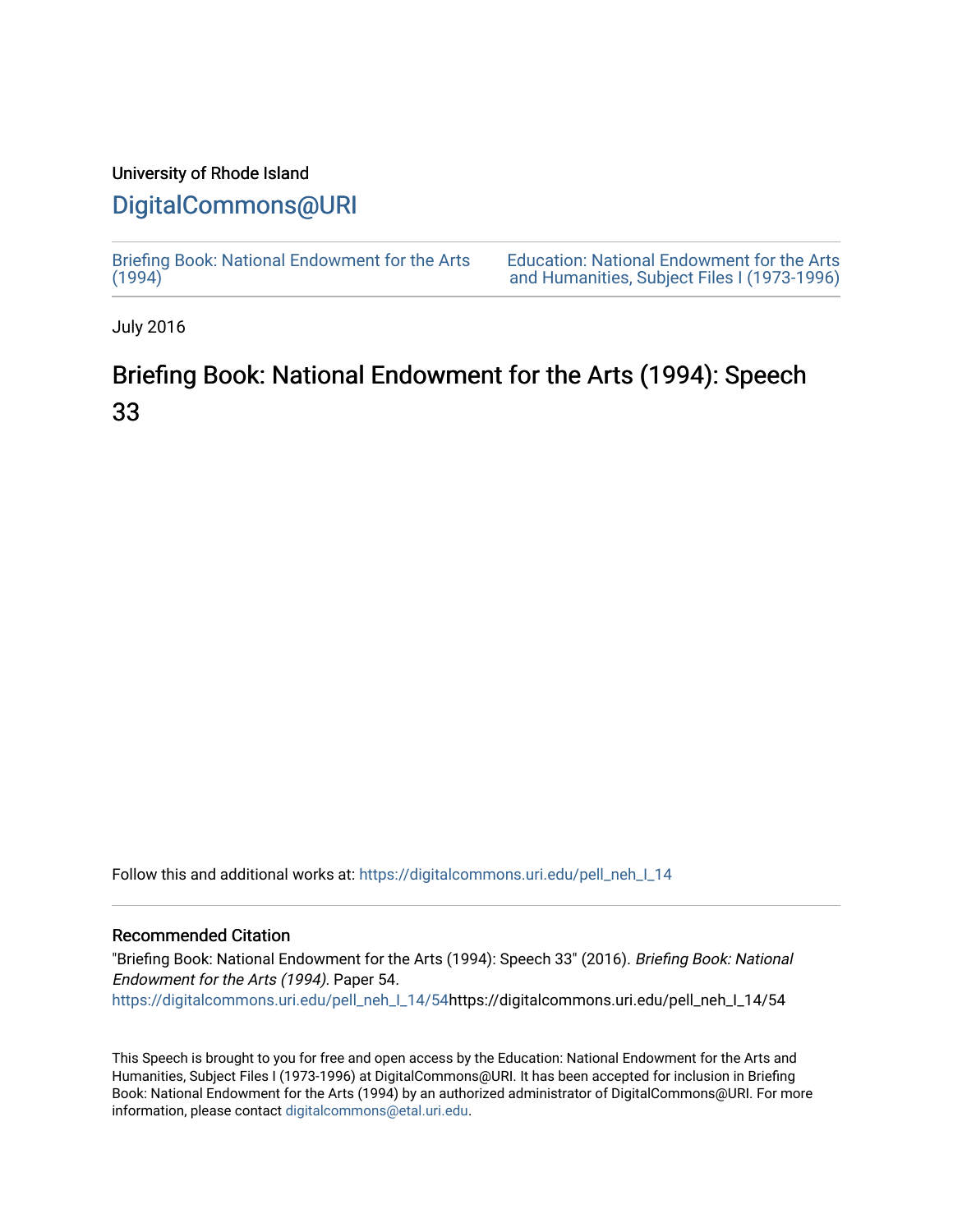University of Rhode Island

# DigitalCommons@URI

Briefing Book: National Endowment for the Arts (1994)

Education: National Endowment for the Arts and Humanities, Subject Files I (1973-1996)

July 2016

# Briefing Book: National Endowment for the Arts (1994): Speech 33

Follow this and additional works at: https://digitalcommons.uri.edu/pell_neh_I_14

## Recommended Citation

"Briefing Book: National Endowment for the Arts (1994): Speech 33" (2016). *Briefing Book: National Endowment for the Arts (1994).* Paper 54.
https://digitalcommons.uri.edu/pell_neh_I_14/54https://digitalcommons.uri.edu/pell_neh_I_14/54

This Speech is brought to you for free and open access by the Education: National Endowment for the Arts and Humanities, Subject Files I (1973-1996) at DigitalCommons@URI. It has been accepted for inclusion in Briefing Book: National Endowment for the Arts (1994) by an authorized administrator of DigitalCommons@URI. For more information, please contact digitalcommons@etal.uri.edu.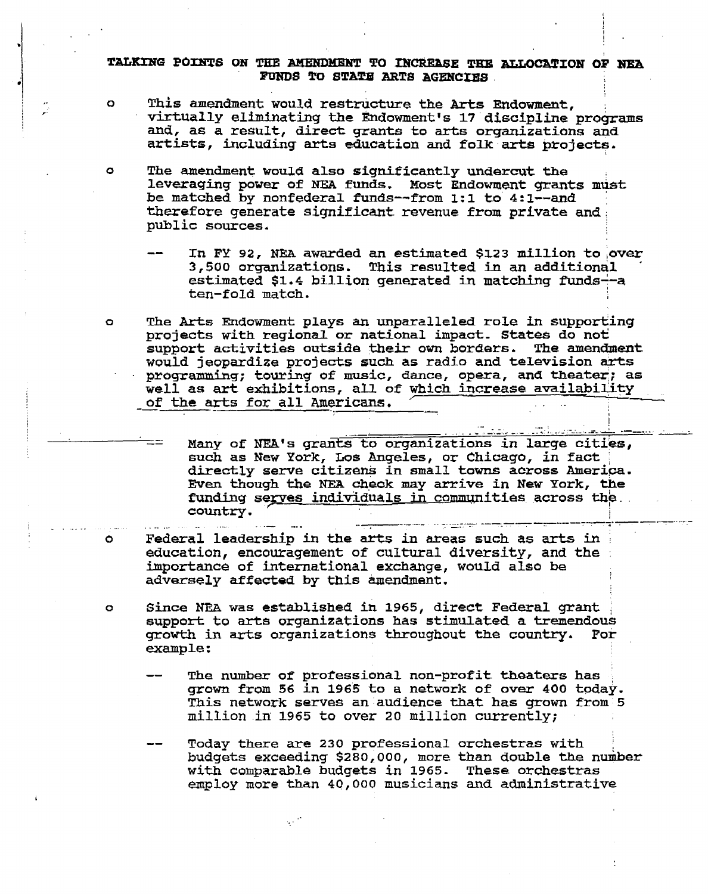**TALKING POINTS ON THE AMENDMENT TO INCREASE THE ALLOCATION OF NEA FUNDS TO STATE ARTS AGENCIES**

- This amendment would restructure the Arts Endowment, virtually eliminating the Endowment's 17 discipline programs and, as a result, direct grants to arts organizations and artists, including arts education and folk arts projects.

- The amendment would also significantly undercut the leveraging power of NEA funds. Most Endowment grants must be matched by nonfederal funds--from 1:1 to 4:1--and therefore generate significant revenue from private and public sources.

  -- In FY 92, NEA awarded an estimated $123 million to over 3,500 organizations. This resulted in an additional estimated $1.4 billion generated in matching funds--a ten-fold match.

- The Arts Endowment plays an unparalleled role in supporting projects with regional or national impact. States do not support activities outside their own borders. The amendment would jeopardize projects such as radio and television arts programming; touring of music, dance, opera, and theater; as well as art exhibitions, all of which increase availability of the arts for all Americans.

  -- Many of NEA's grants to organizations in large cities, such as New York, Los Angeles, or Chicago, in fact directly serve citizens in small towns across America. Even though the NEA check may arrive in New York, the funding serves individuals in communities across the country.

- Federal leadership in the arts in areas such as arts in education, encouragement of cultural diversity, and the importance of international exchange, would also be adversely affected by this amendment.

- Since NEA was established in 1965, direct Federal grant support to arts organizations has stimulated a tremendous growth in arts organizations throughout the country. For example:

  -- The number of professional non-profit theaters has grown from 56 in 1965 to a network of over 400 today. This network serves an audience that has grown from 5 million in 1965 to over 20 million currently;

  -- Today there are 230 professional orchestras with budgets exceeding $280,000, more than double the number with comparable budgets in 1965. These orchestras employ more than 40,000 musicians and administrative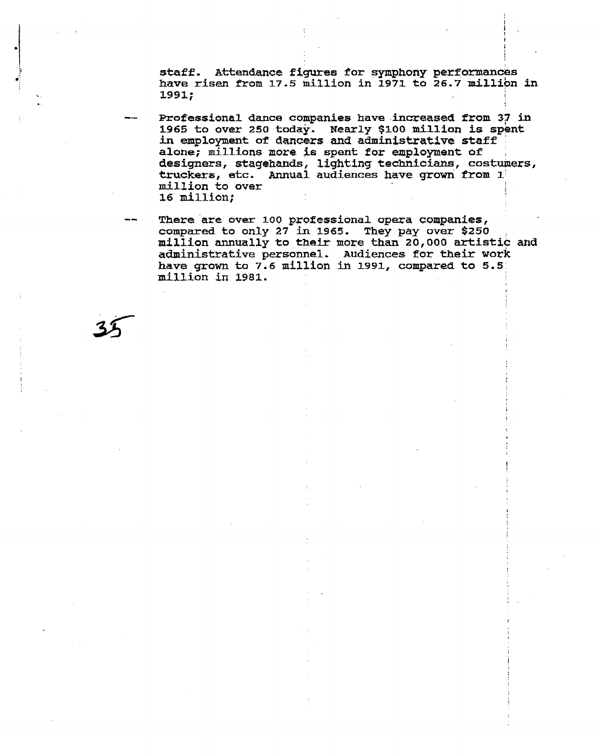staff. Attendance figures for symphony performances have risen from 17.5 million in 1971 to 26.7 million in 1991;

-- Professional dance companies have increased from 37 in 1965 to over 250 today. Nearly $100 million is spent in employment of dancers and administrative staff alone; millions more is spent for employment of designers, stagehands, lighting technicians, costumers, truckers, etc. Annual audiences have grown from 1 million to over 16 million;

-- There are over 100 professional opera companies, compared to only 27 in 1965. They pay over $250 million annually to their more than 20,000 artistic and administrative personnel. Audiences for their work have grown to 7.6 million in 1991, compared to 5.5 million in 1981.